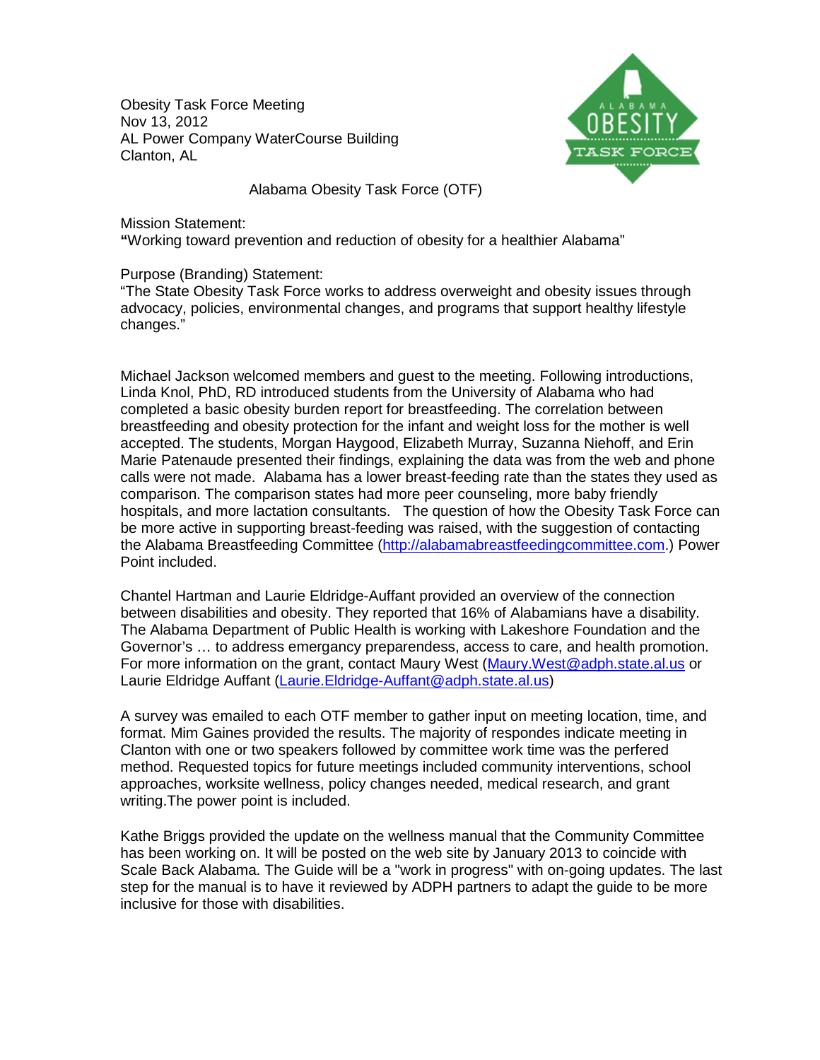Obesity Task Force Meeting
Nov 13, 2012
AL Power Company WaterCourse Building
Clanton, AL

Alabama Obesity Task Force (OTF)

Mission Statement:
**"**Working toward prevention and reduction of obesity for a healthier Alabama"

Purpose (Branding) Statement:
"The State Obesity Task Force works to address overweight and obesity issues through advocacy, policies, environmental changes, and programs that support healthy lifestyle changes."

Michael Jackson welcomed members and guest to the meeting. Following introductions, Linda Knol, PhD, RD introduced students from the University of Alabama who had completed a basic obesity burden report for breastfeeding. The correlation between breastfeeding and obesity protection for the infant and weight loss for the mother is well accepted. The students, Morgan Haygood, Elizabeth Murray, Suzanna Niehoff, and Erin Marie Patenaude presented their findings, explaining the data was from the web and phone calls were not made. Alabama has a lower breast-feeding rate than the states they used as comparison. The comparison states had more peer counseling, more baby friendly hospitals, and more lactation consultants. The question of how the Obesity Task Force can be more active in supporting breast-feeding was raised, with the suggestion of contacting the Alabama Breastfeeding Committee (http://alabamabreastfeedingcommittee.com.) Power Point included.

Chantel Hartman and Laurie Eldridge-Auffant provided an overview of the connection between disabilities and obesity. They reported that 16% of Alabamians have a disability. The Alabama Department of Public Health is working with Lakeshore Foundation and the Governor's … to address emergancy preparendess, access to care, and health promotion. For more information on the grant, contact Maury West (Maury.West@adph.state.al.us or Laurie Eldridge Auffant (Laurie.Eldridge-Auffant@adph.state.al.us)

A survey was emailed to each OTF member to gather input on meeting location, time, and format. Mim Gaines provided the results. The majority of respondes indicate meeting in Clanton with one or two speakers followed by committee work time was the perfered method. Requested topics for future meetings included community interventions, school approaches, worksite wellness, policy changes needed, medical research, and grant writing.The power point is included.

Kathe Briggs provided the update on the wellness manual that the Community Committee has been working on. It will be posted on the web site by January 2013 to coincide with Scale Back Alabama. The Guide will be a "work in progress" with on-going updates. The last step for the manual is to have it reviewed by ADPH partners to adapt the guide to be more inclusive for those with disabilities.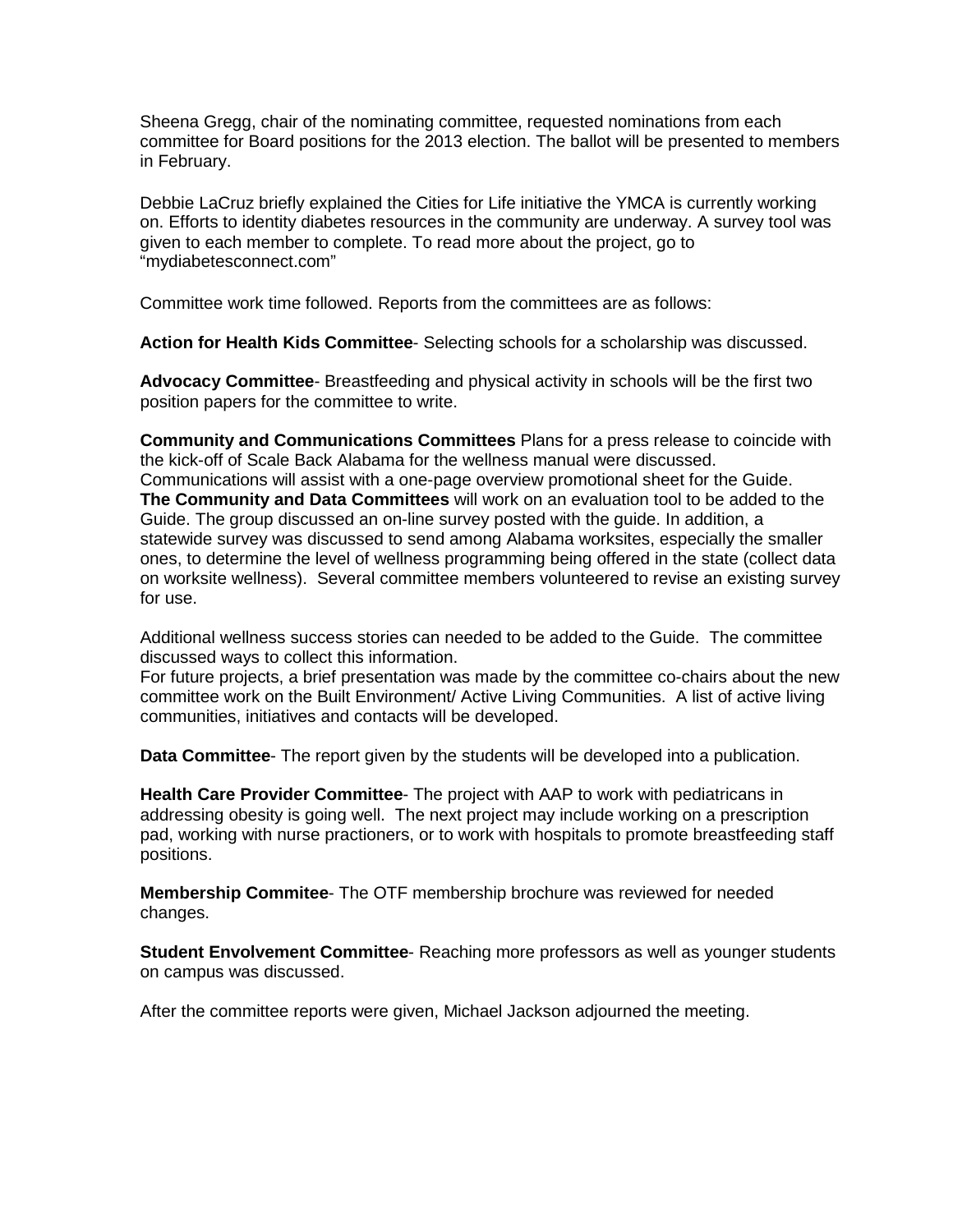Sheena Gregg, chair of the nominating committee, requested nominations from each committee for Board positions for the 2013 election. The ballot will be presented to members in February.

Debbie LaCruz briefly explained the Cities for Life initiative the YMCA is currently working on. Efforts to identity diabetes resources in the community are underway. A survey tool was given to each member to complete. To read more about the project, go to "mydiabetesconnect.com"

Committee work time followed. Reports from the committees are as follows:

**Action for Health Kids Committee**- Selecting schools for a scholarship was discussed.

**Advocacy Committee**- Breastfeeding and physical activity in schools will be the first two position papers for the committee to write.

**Community and Communications Committees** Plans for a press release to coincide with the kick-off of Scale Back Alabama for the wellness manual were discussed. Communications will assist with a one-page overview promotional sheet for the Guide.
**The Community and Data Committees** will work on an evaluation tool to be added to the Guide. The group discussed an on-line survey posted with the guide. In addition, a statewide survey was discussed to send among Alabama worksites, especially the smaller ones, to determine the level of wellness programming being offered in the state (collect data on worksite wellness). Several committee members volunteered to revise an existing survey for use.

Additional wellness success stories can needed to be added to the Guide. The committee discussed ways to collect this information.
For future projects, a brief presentation was made by the committee co-chairs about the new committee work on the Built Environment/ Active Living Communities. A list of active living communities, initiatives and contacts will be developed.

**Data Committee**- The report given by the students will be developed into a publication.

**Health Care Provider Committee**- The project with AAP to work with pediatricans in addressing obesity is going well. The next project may include working on a prescription pad, working with nurse practioners, or to work with hospitals to promote breastfeeding staff positions.

**Membership Commitee**- The OTF membership brochure was reviewed for needed changes.

**Student Envolvement Committee**- Reaching more professors as well as younger students on campus was discussed.

After the committee reports were given, Michael Jackson adjourned the meeting.